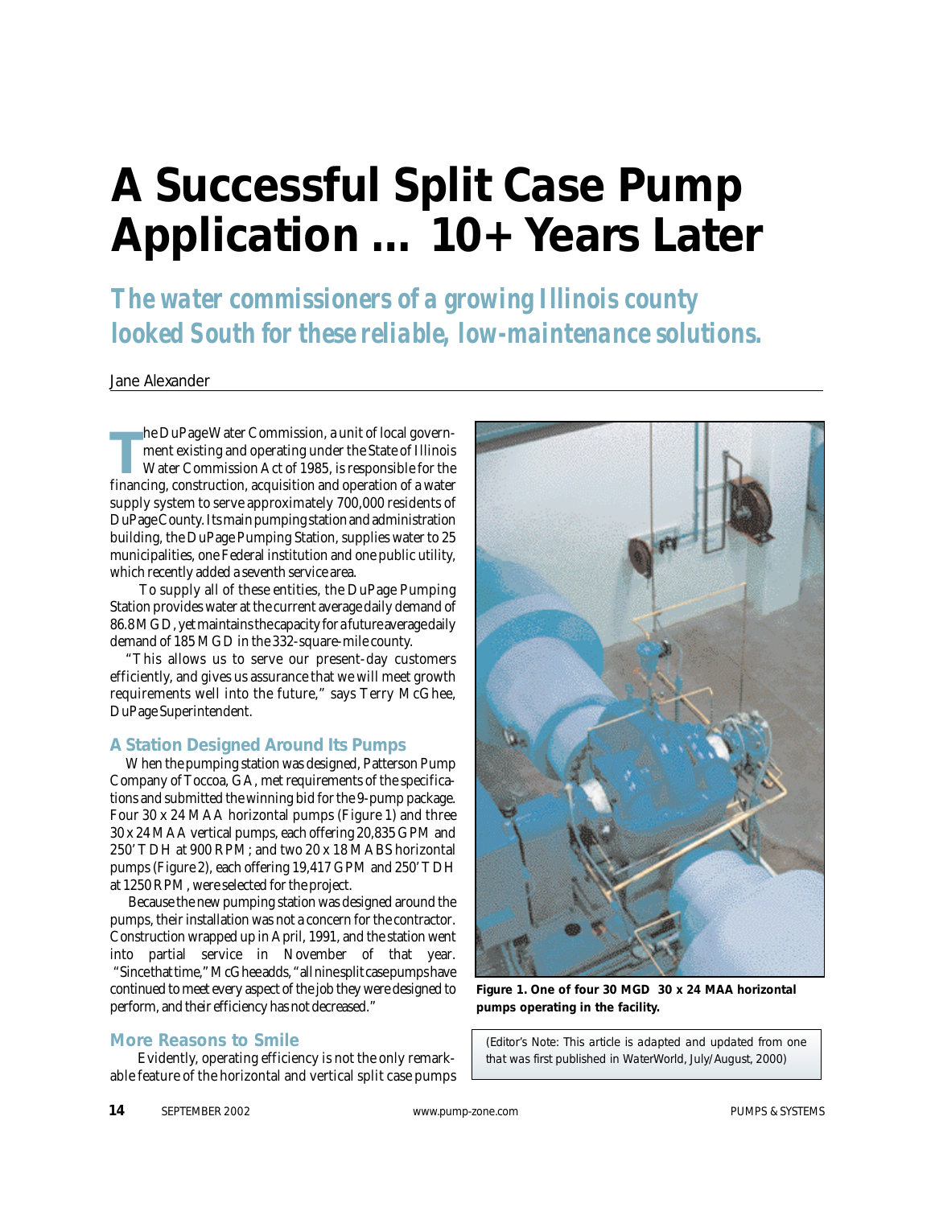# A Successful Split Case Pump Application ... 10+ Years Later

*The water commissioners of a growing Illinois county looked South for these reliable, low-maintenance solutions.*

Jane Alexander

The DuPage Water Commission, a unit of local government existing and operating under the State of Illinois Water Commission Act of 1985, is responsible for the financing, construction, acquisition and operation of a water supply system to serve approximately 700,000 residents of DuPage County. Its main pumping station and administration building, the DuPage Pumping Station, supplies water to 25 municipalities, one Federal institution and one public utility, which recently added a seventh service area.

To supply all of these entities, the DuPage Pumping Station provides water at the current average daily demand of 86.8 MGD, yet maintains the capacity for a future average daily demand of 185 MGD in the 332-square-mile county.

"This allows us to serve our present-day customers efficiently, and gives us assurance that we will meet growth requirements well into the future," says Terry McGhee, DuPage Superintendent.

## A Station Designed Around Its Pumps

When the pumping station was designed, Patterson Pump Company of Toccoa, GA, met requirements of the specifications and submitted the winning bid for the 9-pump package. Four 30 x 24 MAA horizontal pumps (Figure 1) and three 30 x 24 MAA vertical pumps, each offering 20,835 GPM and 250' TDH at 900 RPM; and two 20 x 18 MABS horizontal pumps (Figure 2), each offering 19,417 GPM and 250' TDH at 1250 RPM, were selected for the project.

Because the new pumping station was designed around the pumps, their installation was not a concern for the contractor. Construction wrapped up in April, 1991, and the station went into partial service in November of that year. "Since that time," McGhee adds, "all nine split case pumps have continued to meet every aspect of the job they were designed to perform, and their efficiency has not decreased."

**Figure 1. One of four 30 MGD 30 x 24 MAA horizontal pumps operating in the facility.**

*(Editor's Note: This article is adapted and updated from one that was first published in WaterWorld, July/August, 2000)*

## More Reasons to Smile

Evidently, operating efficiency is not the only remarkable feature of the horizontal and vertical split case pumps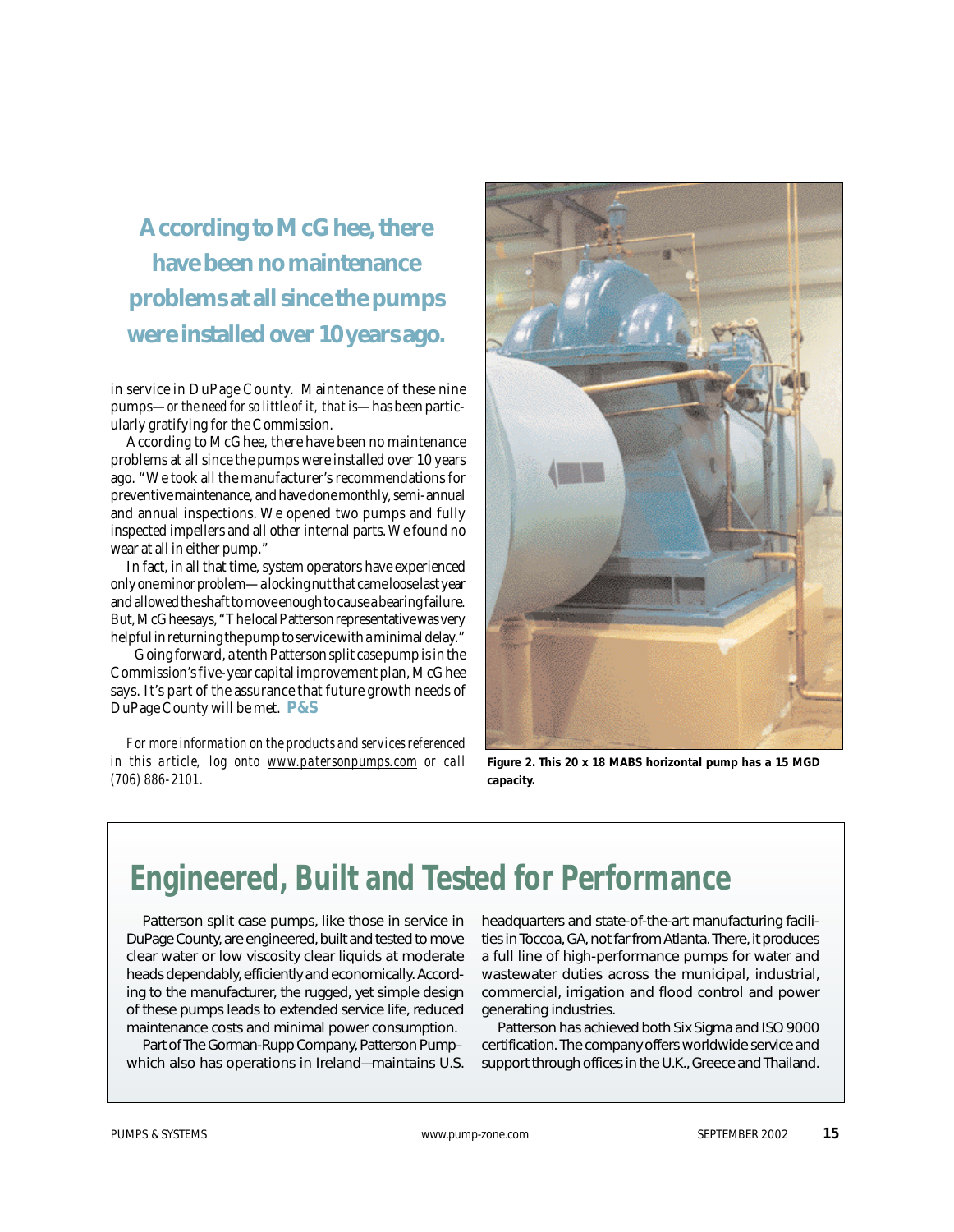**According to McGhee, there have been no maintenance problems at all since the pumps were installed over 10 years ago.**

in service in DuPage County. Maintenance of these nine pumps—*or the need for so little of it, that is*—has been particularly gratifying for the Commission.

According to McGhee, there have been no maintenance problems at all since the pumps were installed over 10 years ago. "We took all the manufacturer's recommendations for preventive maintenance, and have done monthly, semi-annual and annual inspections. We opened two pumps and fully inspected impellers and all other internal parts. We found no wear at all in either pump."

In fact, in all that time, system operators have experienced only one minor problem—a locking nut that came loose last year and allowed the shaft to move enough to cause a bearing failure. But, McGhee says, "The local Patterson representative was very helpful in returning the pump to service with a minimal delay."

Going forward, a tenth Patterson split case pump is in the Commission's five-year capital improvement plan, McGhee says. It's part of the assurance that future growth needs of DuPage County will be met. **P&S**

*For more information on the products and services referenced in this article, log onto www.patersonpumps.com or call (706) 886-2101.*

**Figure 2. This 20 x 18 MABS horizontal pump has a 15 MGD capacity.**

## Engineered, Built and Tested for Performance

Patterson split case pumps, like those in service in DuPage County, are engineered, built and tested to move clear water or low viscosity clear liquids at moderate heads dependably, efficiently and economically. According to the manufacturer, the rugged, yet simple design of these pumps leads to extended service life, reduced maintenance costs and minimal power consumption.

Part of The Gorman-Rupp Company, Patterson Pump–which also has operations in Ireland—maintains U.S. headquarters and state-of-the-art manufacturing facilities in Toccoa, GA, not far from Atlanta. There, it produces a full line of high-performance pumps for water and wastewater duties across the municipal, industrial, commercial, irrigation and flood control and power generating industries.

Patterson has achieved both Six Sigma and ISO 9000 certification. The company offers worldwide service and support through offices in the U.K., Greece and Thailand.